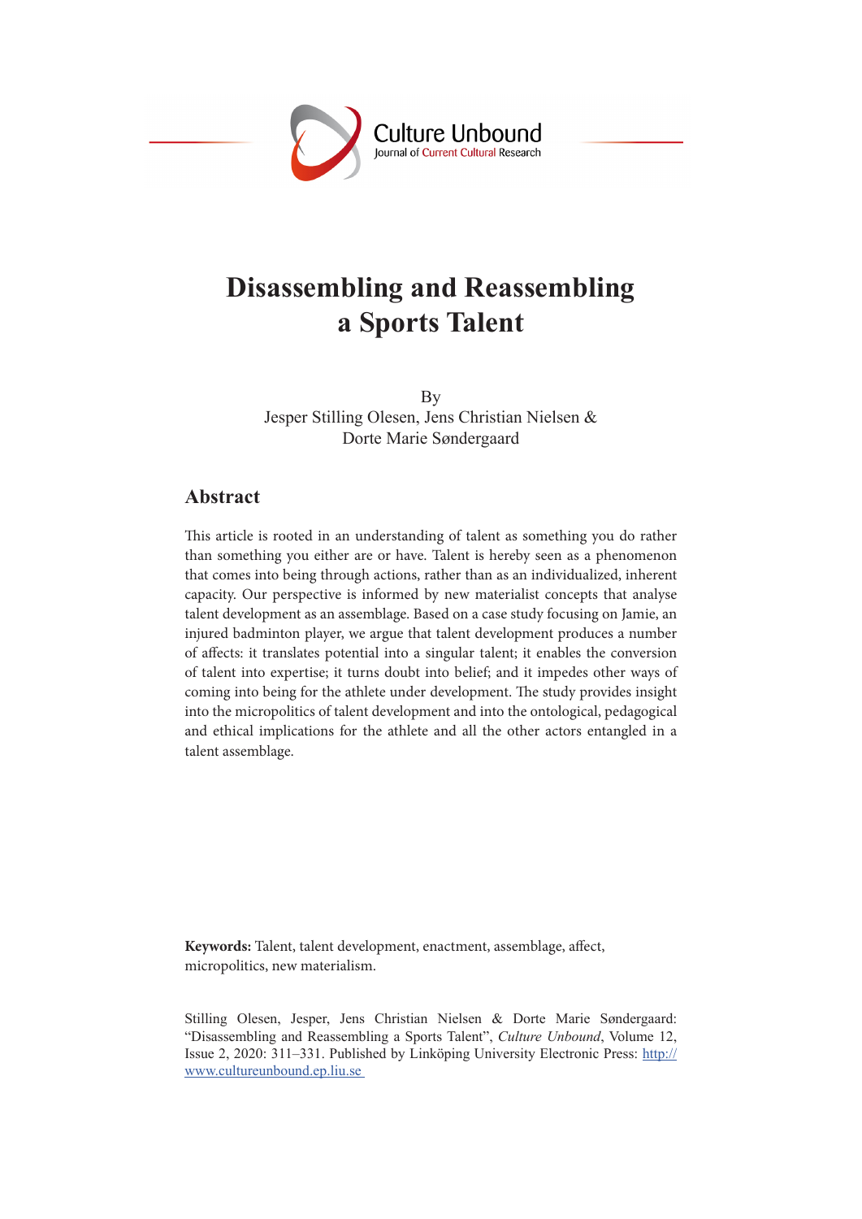# Disassembling and Reassembling a Sports Talent

By
Jesper Stilling Olesen, Jens Christian Nielsen &
Dorte Marie Søndergaard

## Abstract

This article is rooted in an understanding of talent as something you do rather than something you either are or have. Talent is hereby seen as a phenomenon that comes into being through actions, rather than as an individualized, inherent capacity. Our perspective is informed by new materialist concepts that analyse talent development as an assemblage. Based on a case study focusing on Jamie, an injured badminton player, we argue that talent development produces a number of affects: it translates potential into a singular talent; it enables the conversion of talent into expertise; it turns doubt into belief; and it impedes other ways of coming into being for the athlete under development. The study provides insight into the micropolitics of talent development and into the ontological, pedagogical and ethical implications for the athlete and all the other actors entangled in a talent assemblage.

**Keywords:** Talent, talent development, enactment, assemblage, affect, micropolitics, new materialism.

Stilling Olesen, Jesper, Jens Christian Nielsen & Dorte Marie Søndergaard: "Disassembling and Reassembling a Sports Talent", *Culture Unbound*, Volume 12, Issue 2, 2020: 311–331. Published by Linköping University Electronic Press: http://www.cultureunbound.ep.liu.se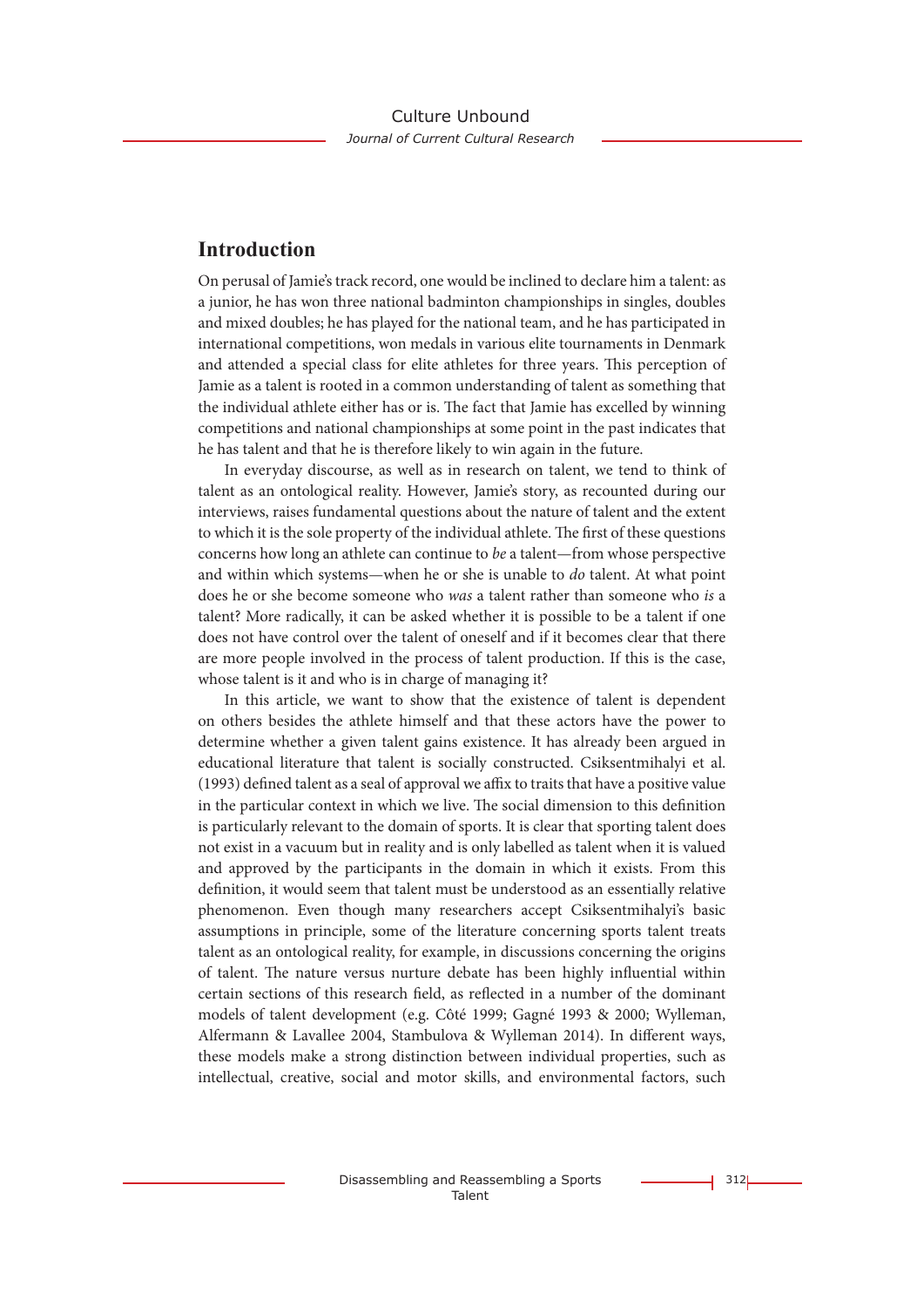## Introduction

On perusal of Jamie's track record, one would be inclined to declare him a talent: as a junior, he has won three national badminton championships in singles, doubles and mixed doubles; he has played for the national team, and he has participated in international competitions, won medals in various elite tournaments in Denmark and attended a special class for elite athletes for three years. This perception of Jamie as a talent is rooted in a common understanding of talent as something that the individual athlete either has or is. The fact that Jamie has excelled by winning competitions and national championships at some point in the past indicates that he has talent and that he is therefore likely to win again in the future.

In everyday discourse, as well as in research on talent, we tend to think of talent as an ontological reality. However, Jamie's story, as recounted during our interviews, raises fundamental questions about the nature of talent and the extent to which it is the sole property of the individual athlete. The first of these questions concerns how long an athlete can continue to *be* a talent—from whose perspective and within which systems—when he or she is unable to *do* talent. At what point does he or she become someone who *was* a talent rather than someone who *is* a talent? More radically, it can be asked whether it is possible to be a talent if one does not have control over the talent of oneself and if it becomes clear that there are more people involved in the process of talent production. If this is the case, whose talent is it and who is in charge of managing it?

In this article, we want to show that the existence of talent is dependent on others besides the athlete himself and that these actors have the power to determine whether a given talent gains existence. It has already been argued in educational literature that talent is socially constructed. Csiksentmihalyi et al. (1993) defined talent as a seal of approval we affix to traits that have a positive value in the particular context in which we live. The social dimension to this definition is particularly relevant to the domain of sports. It is clear that sporting talent does not exist in a vacuum but in reality and is only labelled as talent when it is valued and approved by the participants in the domain in which it exists. From this definition, it would seem that talent must be understood as an essentially relative phenomenon. Even though many researchers accept Csiksentmihalyi's basic assumptions in principle, some of the literature concerning sports talent treats talent as an ontological reality, for example, in discussions concerning the origins of talent. The nature versus nurture debate has been highly influential within certain sections of this research field, as reflected in a number of the dominant models of talent development (e.g. Côté 1999; Gagné 1993 & 2000; Wylleman, Alfermann & Lavallee 2004, Stambulova & Wylleman 2014). In different ways, these models make a strong distinction between individual properties, such as intellectual, creative, social and motor skills, and environmental factors, such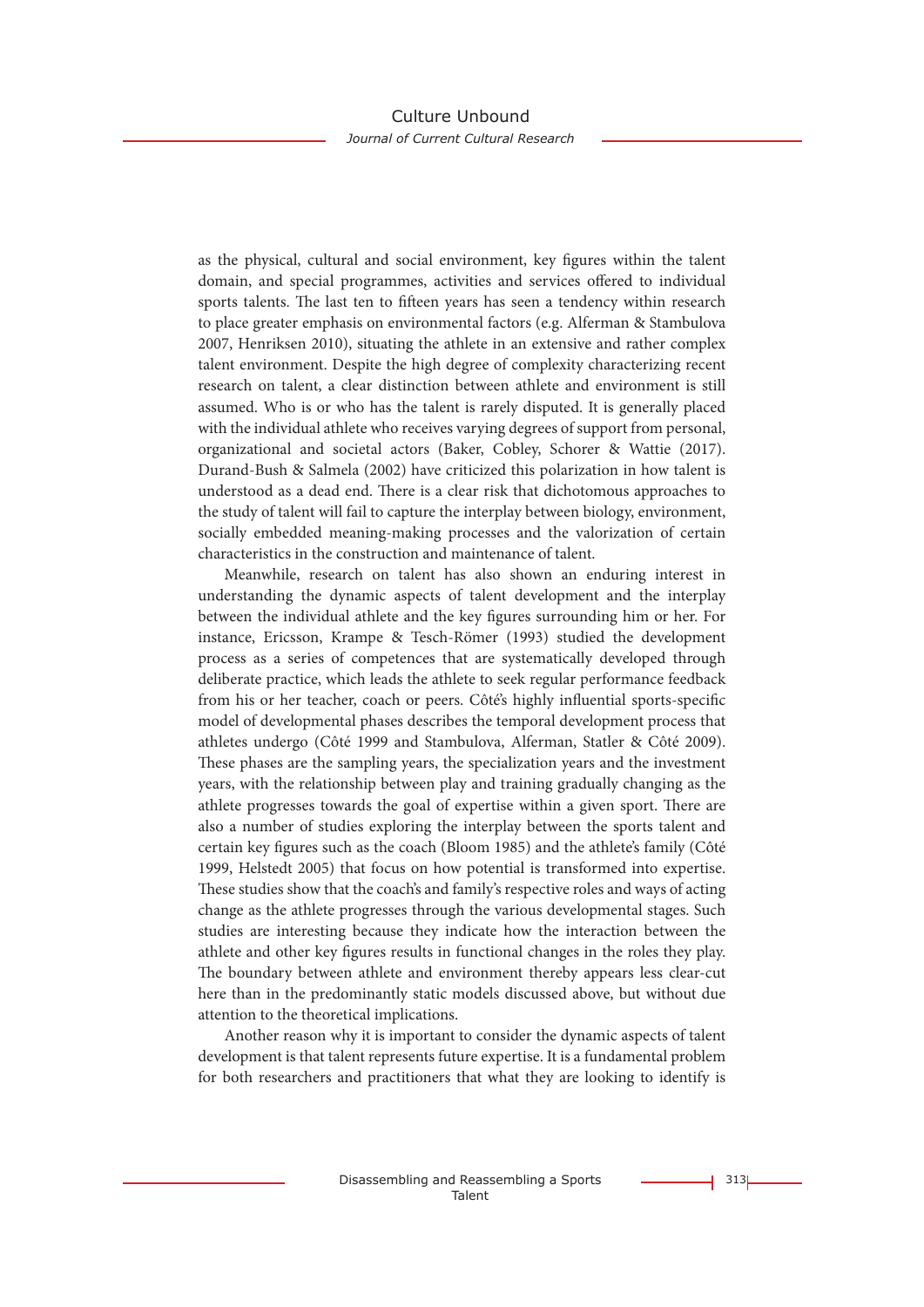as the physical, cultural and social environment, key figures within the talent domain, and special programmes, activities and services offered to individual sports talents. The last ten to fifteen years has seen a tendency within research to place greater emphasis on environmental factors (e.g. Alferman & Stambulova 2007, Henriksen 2010), situating the athlete in an extensive and rather complex talent environment. Despite the high degree of complexity characterizing recent research on talent, a clear distinction between athlete and environment is still assumed. Who is or who has the talent is rarely disputed. It is generally placed with the individual athlete who receives varying degrees of support from personal, organizational and societal actors (Baker, Cobley, Schorer & Wattie (2017). Durand-Bush & Salmela (2002) have criticized this polarization in how talent is understood as a dead end. There is a clear risk that dichotomous approaches to the study of talent will fail to capture the interplay between biology, environment, socially embedded meaning-making processes and the valorization of certain characteristics in the construction and maintenance of talent.

Meanwhile, research on talent has also shown an enduring interest in understanding the dynamic aspects of talent development and the interplay between the individual athlete and the key figures surrounding him or her. For instance, Ericsson, Krampe & Tesch-Römer (1993) studied the development process as a series of competences that are systematically developed through deliberate practice, which leads the athlete to seek regular performance feedback from his or her teacher, coach or peers. Côté's highly influential sports-specific model of developmental phases describes the temporal development process that athletes undergo (Côté 1999 and Stambulova, Alferman, Statler & Côté 2009). These phases are the sampling years, the specialization years and the investment years, with the relationship between play and training gradually changing as the athlete progresses towards the goal of expertise within a given sport. There are also a number of studies exploring the interplay between the sports talent and certain key figures such as the coach (Bloom 1985) and the athlete's family (Côté 1999, Helstedt 2005) that focus on how potential is transformed into expertise. These studies show that the coach's and family's respective roles and ways of acting change as the athlete progresses through the various developmental stages. Such studies are interesting because they indicate how the interaction between the athlete and other key figures results in functional changes in the roles they play. The boundary between athlete and environment thereby appears less clear-cut here than in the predominantly static models discussed above, but without due attention to the theoretical implications.

Another reason why it is important to consider the dynamic aspects of talent development is that talent represents future expertise. It is a fundamental problem for both researchers and practitioners that what they are looking to identify is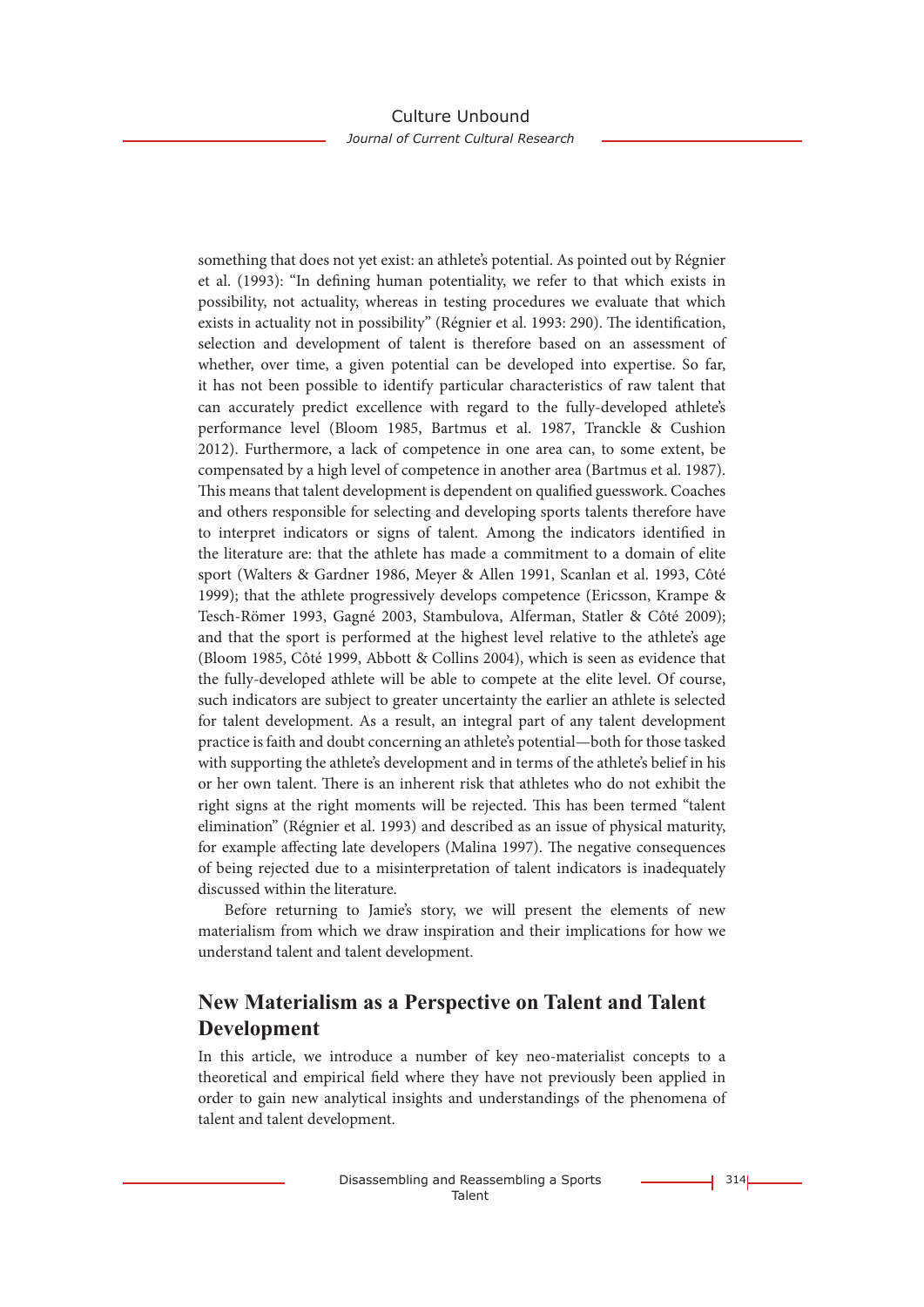something that does not yet exist: an athlete's potential. As pointed out by Régnier et al. (1993): "In defining human potentiality, we refer to that which exists in possibility, not actuality, whereas in testing procedures we evaluate that which exists in actuality not in possibility" (Régnier et al. 1993: 290). The identification, selection and development of talent is therefore based on an assessment of whether, over time, a given potential can be developed into expertise. So far, it has not been possible to identify particular characteristics of raw talent that can accurately predict excellence with regard to the fully-developed athlete's performance level (Bloom 1985, Bartmus et al. 1987, Tranckle & Cushion 2012). Furthermore, a lack of competence in one area can, to some extent, be compensated by a high level of competence in another area (Bartmus et al. 1987). This means that talent development is dependent on qualified guesswork. Coaches and others responsible for selecting and developing sports talents therefore have to interpret indicators or signs of talent. Among the indicators identified in the literature are: that the athlete has made a commitment to a domain of elite sport (Walters & Gardner 1986, Meyer & Allen 1991, Scanlan et al. 1993, Côté 1999); that the athlete progressively develops competence (Ericsson, Krampe & Tesch-Römer 1993, Gagné 2003, Stambulova, Alferman, Statler & Côté 2009); and that the sport is performed at the highest level relative to the athlete's age (Bloom 1985, Côté 1999, Abbott & Collins 2004), which is seen as evidence that the fully-developed athlete will be able to compete at the elite level. Of course, such indicators are subject to greater uncertainty the earlier an athlete is selected for talent development. As a result, an integral part of any talent development practice is faith and doubt concerning an athlete's potential—both for those tasked with supporting the athlete's development and in terms of the athlete's belief in his or her own talent. There is an inherent risk that athletes who do not exhibit the right signs at the right moments will be rejected. This has been termed "talent elimination" (Régnier et al. 1993) and described as an issue of physical maturity, for example affecting late developers (Malina 1997). The negative consequences of being rejected due to a misinterpretation of talent indicators is inadequately discussed within the literature.

Before returning to Jamie's story, we will present the elements of new materialism from which we draw inspiration and their implications for how we understand talent and talent development.

## New Materialism as a Perspective on Talent and Talent Development

In this article, we introduce a number of key neo-materialist concepts to a theoretical and empirical field where they have not previously been applied in order to gain new analytical insights and understandings of the phenomena of talent and talent development.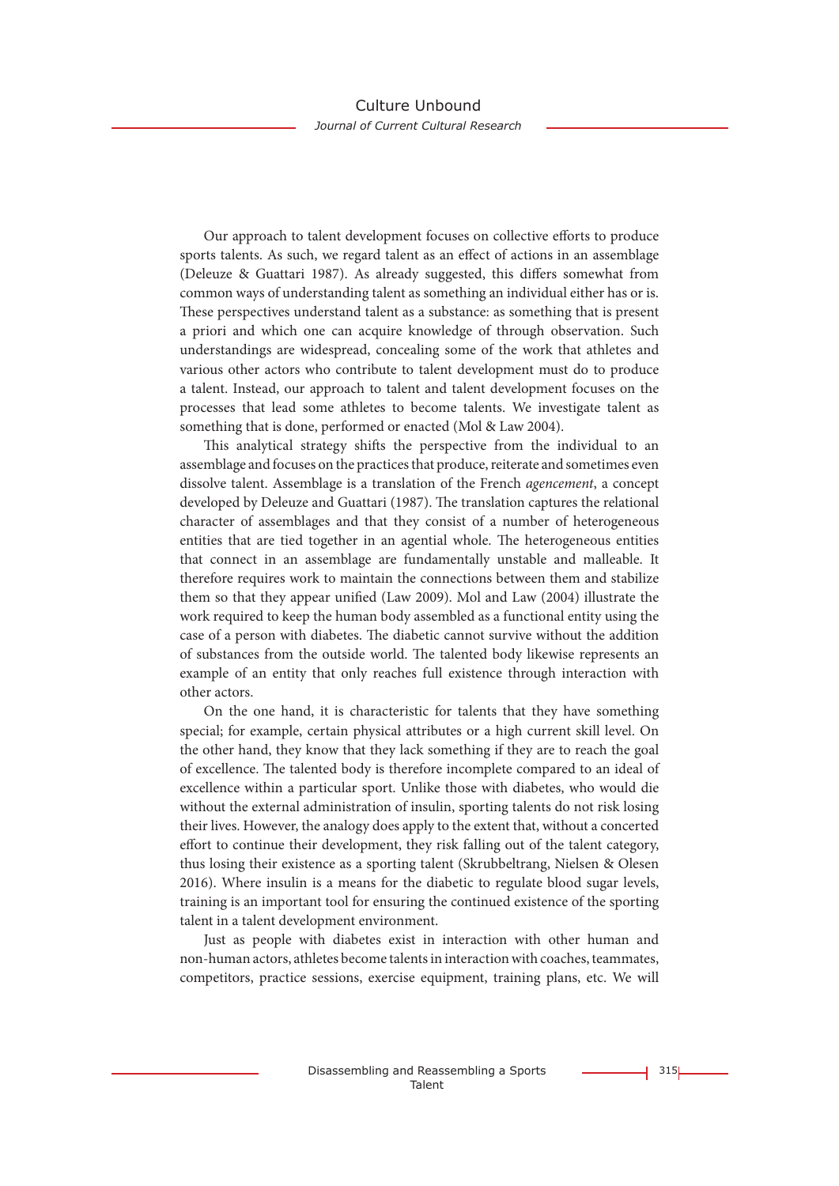Our approach to talent development focuses on collective efforts to produce sports talents. As such, we regard talent as an effect of actions in an assemblage (Deleuze & Guattari 1987). As already suggested, this differs somewhat from common ways of understanding talent as something an individual either has or is. These perspectives understand talent as a substance: as something that is present a priori and which one can acquire knowledge of through observation. Such understandings are widespread, concealing some of the work that athletes and various other actors who contribute to talent development must do to produce a talent. Instead, our approach to talent and talent development focuses on the processes that lead some athletes to become talents. We investigate talent as something that is done, performed or enacted (Mol & Law 2004).

This analytical strategy shifts the perspective from the individual to an assemblage and focuses on the practices that produce, reiterate and sometimes even dissolve talent. Assemblage is a translation of the French *agencement*, a concept developed by Deleuze and Guattari (1987). The translation captures the relational character of assemblages and that they consist of a number of heterogeneous entities that are tied together in an agential whole. The heterogeneous entities that connect in an assemblage are fundamentally unstable and malleable. It therefore requires work to maintain the connections between them and stabilize them so that they appear unified (Law 2009). Mol and Law (2004) illustrate the work required to keep the human body assembled as a functional entity using the case of a person with diabetes. The diabetic cannot survive without the addition of substances from the outside world. The talented body likewise represents an example of an entity that only reaches full existence through interaction with other actors.

On the one hand, it is characteristic for talents that they have something special; for example, certain physical attributes or a high current skill level. On the other hand, they know that they lack something if they are to reach the goal of excellence. The talented body is therefore incomplete compared to an ideal of excellence within a particular sport. Unlike those with diabetes, who would die without the external administration of insulin, sporting talents do not risk losing their lives. However, the analogy does apply to the extent that, without a concerted effort to continue their development, they risk falling out of the talent category, thus losing their existence as a sporting talent (Skrubbeltrang, Nielsen & Olesen 2016). Where insulin is a means for the diabetic to regulate blood sugar levels, training is an important tool for ensuring the continued existence of the sporting talent in a talent development environment.

Just as people with diabetes exist in interaction with other human and non-human actors, athletes become talents in interaction with coaches, teammates, competitors, practice sessions, exercise equipment, training plans, etc. We will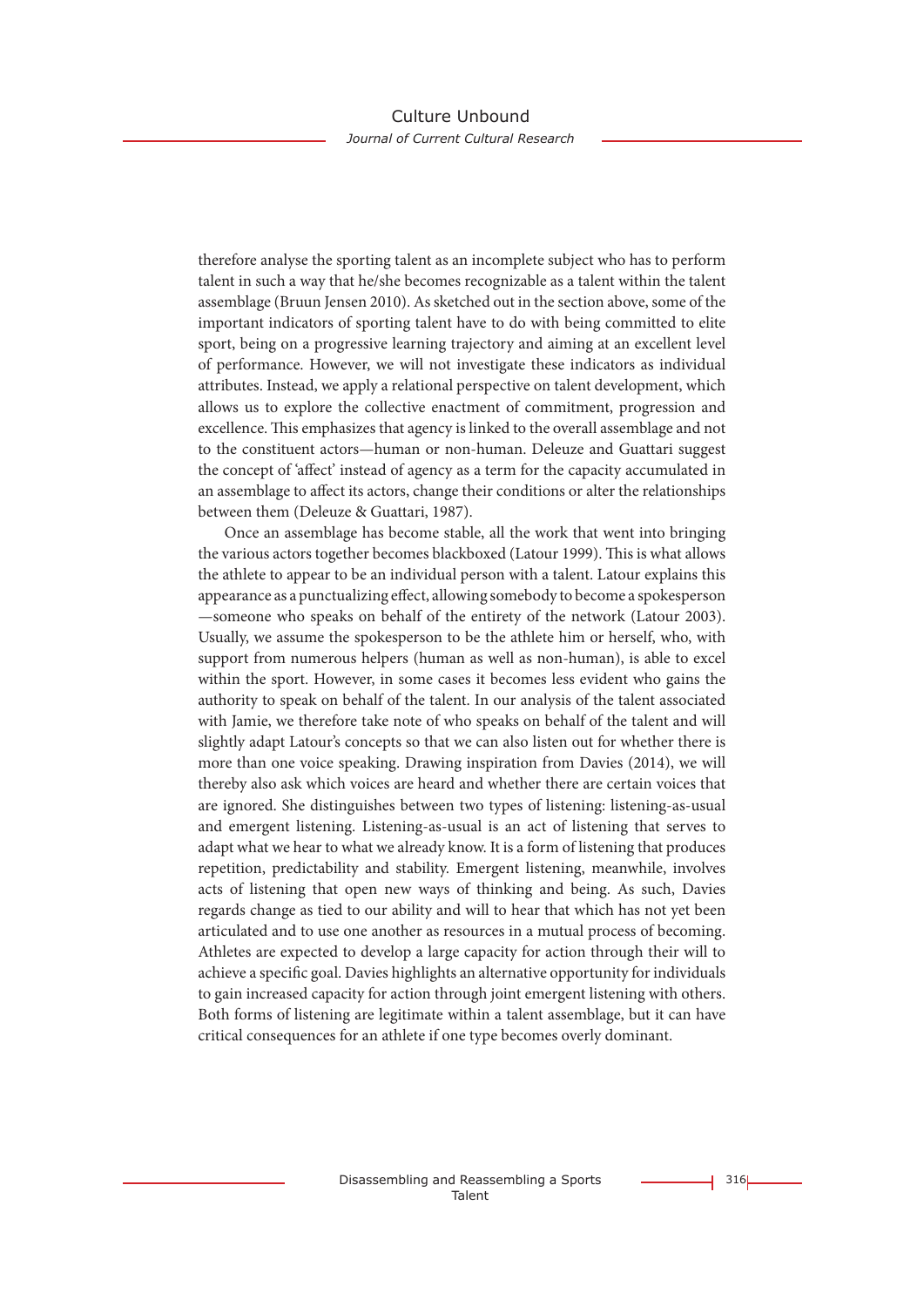therefore analyse the sporting talent as an incomplete subject who has to perform talent in such a way that he/she becomes recognizable as a talent within the talent assemblage (Bruun Jensen 2010). As sketched out in the section above, some of the important indicators of sporting talent have to do with being committed to elite sport, being on a progressive learning trajectory and aiming at an excellent level of performance. However, we will not investigate these indicators as individual attributes. Instead, we apply a relational perspective on talent development, which allows us to explore the collective enactment of commitment, progression and excellence. This emphasizes that agency is linked to the overall assemblage and not to the constituent actors—human or non-human. Deleuze and Guattari suggest the concept of 'affect' instead of agency as a term for the capacity accumulated in an assemblage to affect its actors, change their conditions or alter the relationships between them (Deleuze & Guattari, 1987).

Once an assemblage has become stable, all the work that went into bringing the various actors together becomes blackboxed (Latour 1999). This is what allows the athlete to appear to be an individual person with a talent. Latour explains this appearance as a punctualizing effect, allowing somebody to become a spokesperson —someone who speaks on behalf of the entirety of the network (Latour 2003). Usually, we assume the spokesperson to be the athlete him or herself, who, with support from numerous helpers (human as well as non-human), is able to excel within the sport. However, in some cases it becomes less evident who gains the authority to speak on behalf of the talent. In our analysis of the talent associated with Jamie, we therefore take note of who speaks on behalf of the talent and will slightly adapt Latour's concepts so that we can also listen out for whether there is more than one voice speaking. Drawing inspiration from Davies (2014), we will thereby also ask which voices are heard and whether there are certain voices that are ignored. She distinguishes between two types of listening: listening-as-usual and emergent listening. Listening-as-usual is an act of listening that serves to adapt what we hear to what we already know. It is a form of listening that produces repetition, predictability and stability. Emergent listening, meanwhile, involves acts of listening that open new ways of thinking and being. As such, Davies regards change as tied to our ability and will to hear that which has not yet been articulated and to use one another as resources in a mutual process of becoming. Athletes are expected to develop a large capacity for action through their will to achieve a specific goal. Davies highlights an alternative opportunity for individuals to gain increased capacity for action through joint emergent listening with others. Both forms of listening are legitimate within a talent assemblage, but it can have critical consequences for an athlete if one type becomes overly dominant.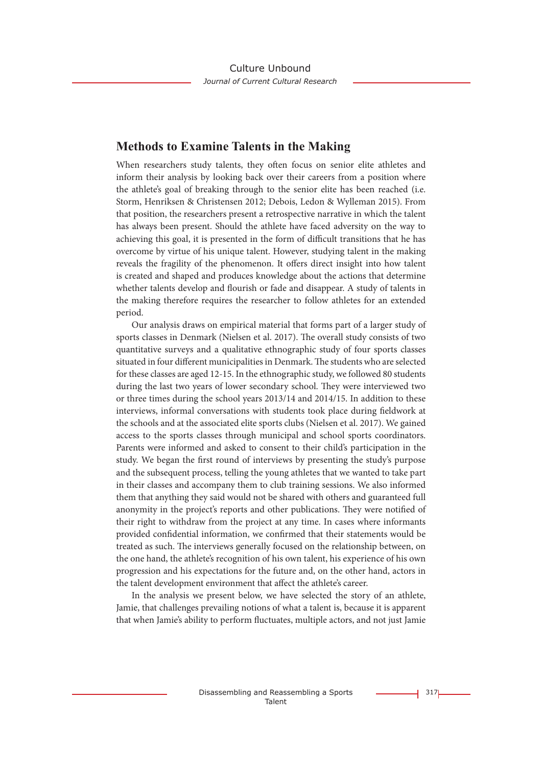## Methods to Examine Talents in the Making

When researchers study talents, they often focus on senior elite athletes and inform their analysis by looking back over their careers from a position where the athlete's goal of breaking through to the senior elite has been reached (i.e. Storm, Henriksen & Christensen 2012; Debois, Ledon & Wylleman 2015). From that position, the researchers present a retrospective narrative in which the talent has always been present. Should the athlete have faced adversity on the way to achieving this goal, it is presented in the form of difficult transitions that he has overcome by virtue of his unique talent. However, studying talent in the making reveals the fragility of the phenomenon. It offers direct insight into how talent is created and shaped and produces knowledge about the actions that determine whether talents develop and flourish or fade and disappear. A study of talents in the making therefore requires the researcher to follow athletes for an extended period.

Our analysis draws on empirical material that forms part of a larger study of sports classes in Denmark (Nielsen et al. 2017). The overall study consists of two quantitative surveys and a qualitative ethnographic study of four sports classes situated in four different municipalities in Denmark. The students who are selected for these classes are aged 12-15. In the ethnographic study, we followed 80 students during the last two years of lower secondary school. They were interviewed two or three times during the school years 2013/14 and 2014/15. In addition to these interviews, informal conversations with students took place during fieldwork at the schools and at the associated elite sports clubs (Nielsen et al. 2017). We gained access to the sports classes through municipal and school sports coordinators. Parents were informed and asked to consent to their child's participation in the study. We began the first round of interviews by presenting the study's purpose and the subsequent process, telling the young athletes that we wanted to take part in their classes and accompany them to club training sessions. We also informed them that anything they said would not be shared with others and guaranteed full anonymity in the project's reports and other publications. They were notified of their right to withdraw from the project at any time. In cases where informants provided confidential information, we confirmed that their statements would be treated as such. The interviews generally focused on the relationship between, on the one hand, the athlete's recognition of his own talent, his experience of his own progression and his expectations for the future and, on the other hand, actors in the talent development environment that affect the athlete's career.

In the analysis we present below, we have selected the story of an athlete, Jamie, that challenges prevailing notions of what a talent is, because it is apparent that when Jamie's ability to perform fluctuates, multiple actors, and not just Jamie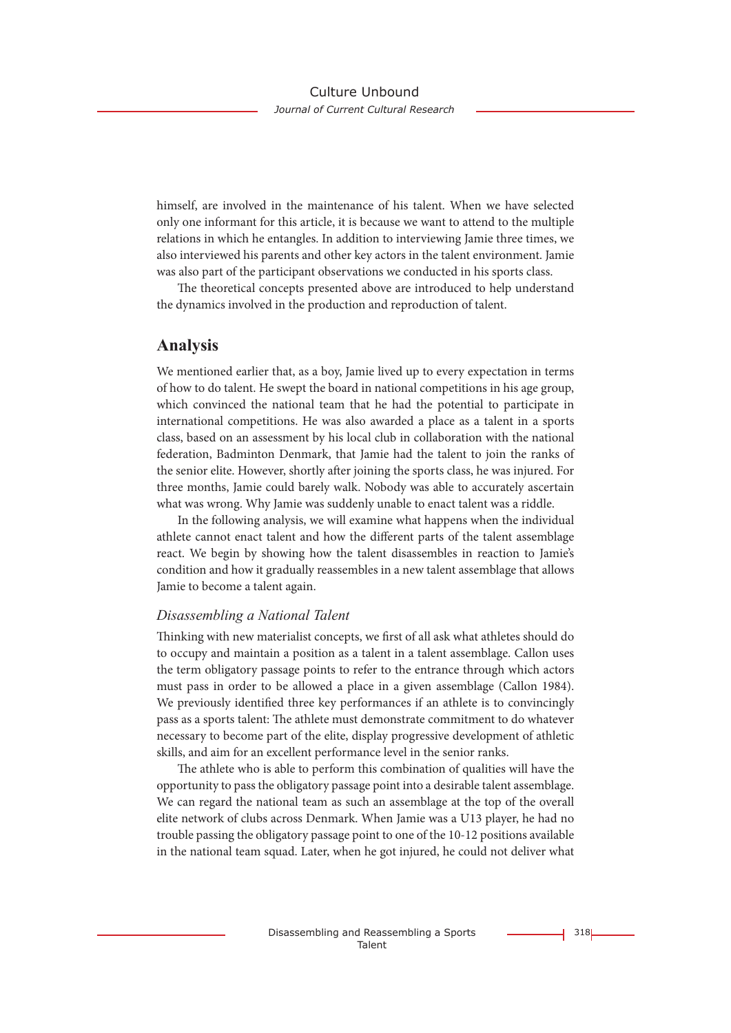himself, are involved in the maintenance of his talent. When we have selected only one informant for this article, it is because we want to attend to the multiple relations in which he entangles. In addition to interviewing Jamie three times, we also interviewed his parents and other key actors in the talent environment. Jamie was also part of the participant observations we conducted in his sports class.

The theoretical concepts presented above are introduced to help understand the dynamics involved in the production and reproduction of talent.

## Analysis

We mentioned earlier that, as a boy, Jamie lived up to every expectation in terms of how to do talent. He swept the board in national competitions in his age group, which convinced the national team that he had the potential to participate in international competitions. He was also awarded a place as a talent in a sports class, based on an assessment by his local club in collaboration with the national federation, Badminton Denmark, that Jamie had the talent to join the ranks of the senior elite. However, shortly after joining the sports class, he was injured. For three months, Jamie could barely walk. Nobody was able to accurately ascertain what was wrong. Why Jamie was suddenly unable to enact talent was a riddle.

In the following analysis, we will examine what happens when the individual athlete cannot enact talent and how the different parts of the talent assemblage react. We begin by showing how the talent disassembles in reaction to Jamie's condition and how it gradually reassembles in a new talent assemblage that allows Jamie to become a talent again.

### *Disassembling a National Talent*

Thinking with new materialist concepts, we first of all ask what athletes should do to occupy and maintain a position as a talent in a talent assemblage. Callon uses the term obligatory passage points to refer to the entrance through which actors must pass in order to be allowed a place in a given assemblage (Callon 1984). We previously identified three key performances if an athlete is to convincingly pass as a sports talent: The athlete must demonstrate commitment to do whatever necessary to become part of the elite, display progressive development of athletic skills, and aim for an excellent performance level in the senior ranks.

The athlete who is able to perform this combination of qualities will have the opportunity to pass the obligatory passage point into a desirable talent assemblage. We can regard the national team as such an assemblage at the top of the overall elite network of clubs across Denmark. When Jamie was a U13 player, he had no trouble passing the obligatory passage point to one of the 10-12 positions available in the national team squad. Later, when he got injured, he could not deliver what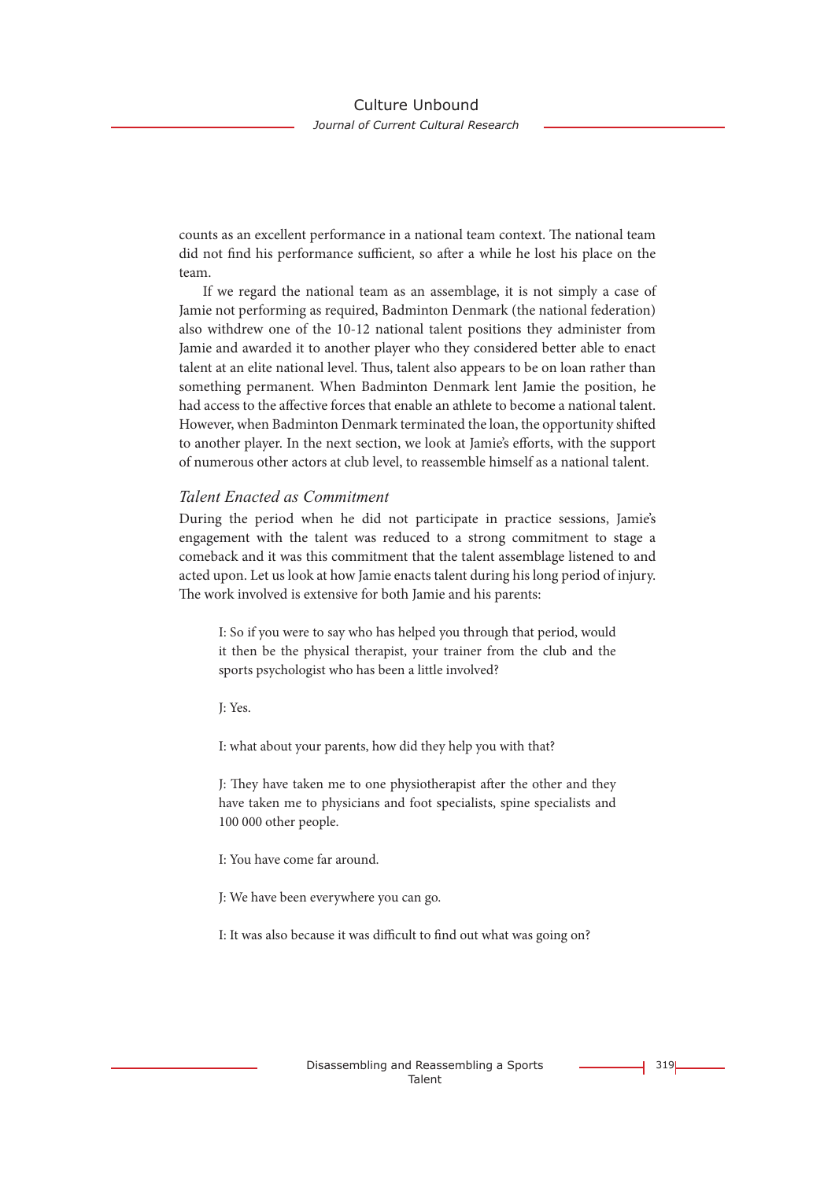counts as an excellent performance in a national team context. The national team did not find his performance sufficient, so after a while he lost his place on the team.

If we regard the national team as an assemblage, it is not simply a case of Jamie not performing as required, Badminton Denmark (the national federation) also withdrew one of the 10-12 national talent positions they administer from Jamie and awarded it to another player who they considered better able to enact talent at an elite national level. Thus, talent also appears to be on loan rather than something permanent. When Badminton Denmark lent Jamie the position, he had access to the affective forces that enable an athlete to become a national talent. However, when Badminton Denmark terminated the loan, the opportunity shifted to another player. In the next section, we look at Jamie's efforts, with the support of numerous other actors at club level, to reassemble himself as a national talent.

### *Talent Enacted as Commitment*

During the period when he did not participate in practice sessions, Jamie's engagement with the talent was reduced to a strong commitment to stage a comeback and it was this commitment that the talent assemblage listened to and acted upon. Let us look at how Jamie enacts talent during his long period of injury. The work involved is extensive for both Jamie and his parents:

> I: So if you were to say who has helped you through that period, would it then be the physical therapist, your trainer from the club and the sports psychologist who has been a little involved?
>
> J: Yes.
>
> I: what about your parents, how did they help you with that?
>
> J: They have taken me to one physiotherapist after the other and they have taken me to physicians and foot specialists, spine specialists and 100 000 other people.
>
> I: You have come far around.
>
> J: We have been everywhere you can go.
>
> I: It was also because it was difficult to find out what was going on?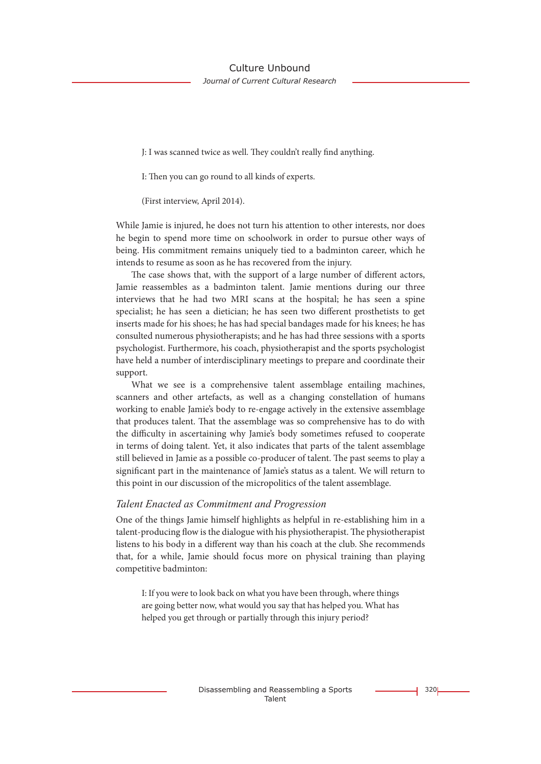J: I was scanned twice as well. They couldn't really find anything.

I: Then you can go round to all kinds of experts.

(First interview, April 2014).

While Jamie is injured, he does not turn his attention to other interests, nor does he begin to spend more time on schoolwork in order to pursue other ways of being. His commitment remains uniquely tied to a badminton career, which he intends to resume as soon as he has recovered from the injury.

The case shows that, with the support of a large number of different actors, Jamie reassembles as a badminton talent. Jamie mentions during our three interviews that he had two MRI scans at the hospital; he has seen a spine specialist; he has seen a dietician; he has seen two different prosthetists to get inserts made for his shoes; he has had special bandages made for his knees; he has consulted numerous physiotherapists; and he has had three sessions with a sports psychologist. Furthermore, his coach, physiotherapist and the sports psychologist have held a number of interdisciplinary meetings to prepare and coordinate their support.

What we see is a comprehensive talent assemblage entailing machines, scanners and other artefacts, as well as a changing constellation of humans working to enable Jamie's body to re-engage actively in the extensive assemblage that produces talent. That the assemblage was so comprehensive has to do with the difficulty in ascertaining why Jamie's body sometimes refused to cooperate in terms of doing talent. Yet, it also indicates that parts of the talent assemblage still believed in Jamie as a possible co-producer of talent. The past seems to play a significant part in the maintenance of Jamie's status as a talent. We will return to this point in our discussion of the micropolitics of the talent assemblage.

### *Talent Enacted as Commitment and Progression*

One of the things Jamie himself highlights as helpful in re-establishing him in a talent-producing flow is the dialogue with his physiotherapist. The physiotherapist listens to his body in a different way than his coach at the club. She recommends that, for a while, Jamie should focus more on physical training than playing competitive badminton:

I: If you were to look back on what you have been through, where things are going better now, what would you say that has helped you. What has helped you get through or partially through this injury period?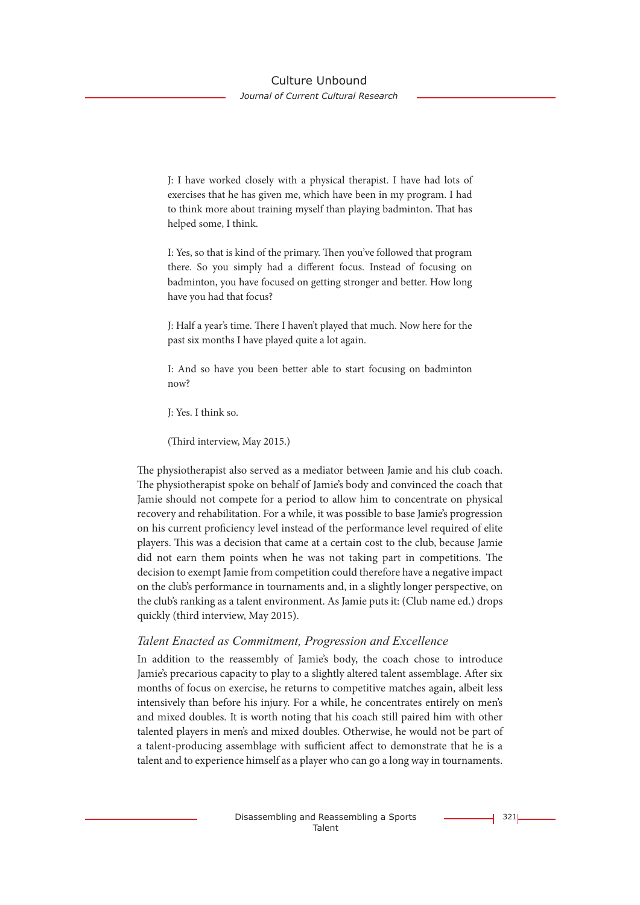> J: I have worked closely with a physical therapist. I have had lots of exercises that he has given me, which have been in my program. I had to think more about training myself than playing badminton. That has helped some, I think.
>
> I: Yes, so that is kind of the primary. Then you've followed that program there. So you simply had a different focus. Instead of focusing on badminton, you have focused on getting stronger and better. How long have you had that focus?
>
> J: Half a year's time. There I haven't played that much. Now here for the past six months I have played quite a lot again.
>
> I: And so have you been better able to start focusing on badminton now?
>
> J: Yes. I think so.
>
> (Third interview, May 2015.)

The physiotherapist also served as a mediator between Jamie and his club coach. The physiotherapist spoke on behalf of Jamie's body and convinced the coach that Jamie should not compete for a period to allow him to concentrate on physical recovery and rehabilitation. For a while, it was possible to base Jamie's progression on his current proficiency level instead of the performance level required of elite players. This was a decision that came at a certain cost to the club, because Jamie did not earn them points when he was not taking part in competitions. The decision to exempt Jamie from competition could therefore have a negative impact on the club's performance in tournaments and, in a slightly longer perspective, on the club's ranking as a talent environment. As Jamie puts it: (Club name ed.) drops quickly (third interview, May 2015).

### *Talent Enacted as Commitment, Progression and Excellence*

In addition to the reassembly of Jamie's body, the coach chose to introduce Jamie's precarious capacity to play to a slightly altered talent assemblage. After six months of focus on exercise, he returns to competitive matches again, albeit less intensively than before his injury. For a while, he concentrates entirely on men's and mixed doubles. It is worth noting that his coach still paired him with other talented players in men's and mixed doubles. Otherwise, he would not be part of a talent-producing assemblage with sufficient affect to demonstrate that he is a talent and to experience himself as a player who can go a long way in tournaments.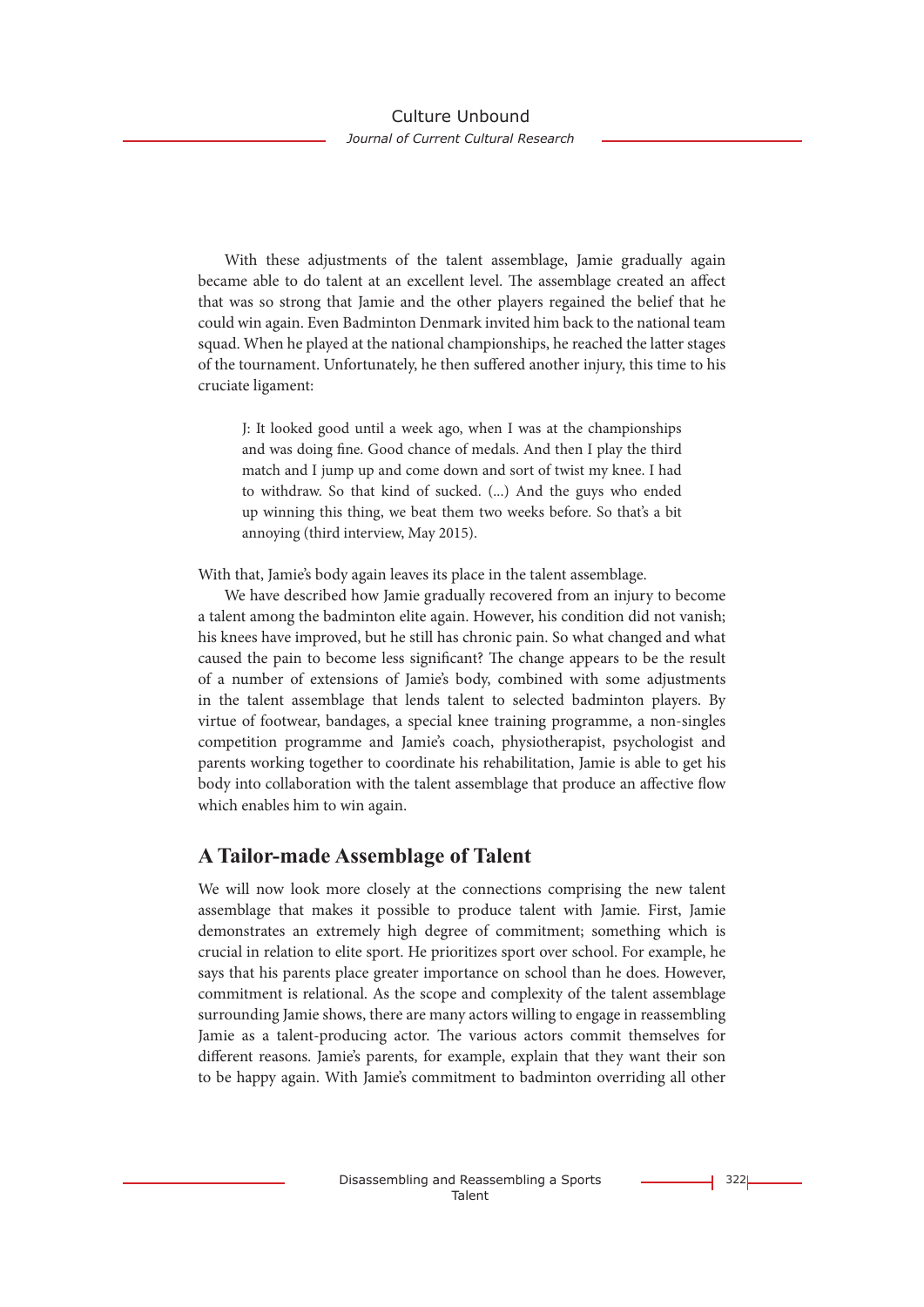With these adjustments of the talent assemblage, Jamie gradually again became able to do talent at an excellent level. The assemblage created an affect that was so strong that Jamie and the other players regained the belief that he could win again. Even Badminton Denmark invited him back to the national team squad. When he played at the national championships, he reached the latter stages of the tournament. Unfortunately, he then suffered another injury, this time to his cruciate ligament:

> J: It looked good until a week ago, when I was at the championships and was doing fine. Good chance of medals. And then I play the third match and I jump up and come down and sort of twist my knee. I had to withdraw. So that kind of sucked. (...) And the guys who ended up winning this thing, we beat them two weeks before. So that's a bit annoying (third interview, May 2015).

With that, Jamie's body again leaves its place in the talent assemblage.

We have described how Jamie gradually recovered from an injury to become a talent among the badminton elite again. However, his condition did not vanish; his knees have improved, but he still has chronic pain. So what changed and what caused the pain to become less significant? The change appears to be the result of a number of extensions of Jamie's body, combined with some adjustments in the talent assemblage that lends talent to selected badminton players. By virtue of footwear, bandages, a special knee training programme, a non-singles competition programme and Jamie's coach, physiotherapist, psychologist and parents working together to coordinate his rehabilitation, Jamie is able to get his body into collaboration with the talent assemblage that produce an affective flow which enables him to win again.

## A Tailor-made Assemblage of Talent

We will now look more closely at the connections comprising the new talent assemblage that makes it possible to produce talent with Jamie. First, Jamie demonstrates an extremely high degree of commitment; something which is crucial in relation to elite sport. He prioritizes sport over school. For example, he says that his parents place greater importance on school than he does. However, commitment is relational. As the scope and complexity of the talent assemblage surrounding Jamie shows, there are many actors willing to engage in reassembling Jamie as a talent-producing actor. The various actors commit themselves for different reasons. Jamie's parents, for example, explain that they want their son to be happy again. With Jamie's commitment to badminton overriding all other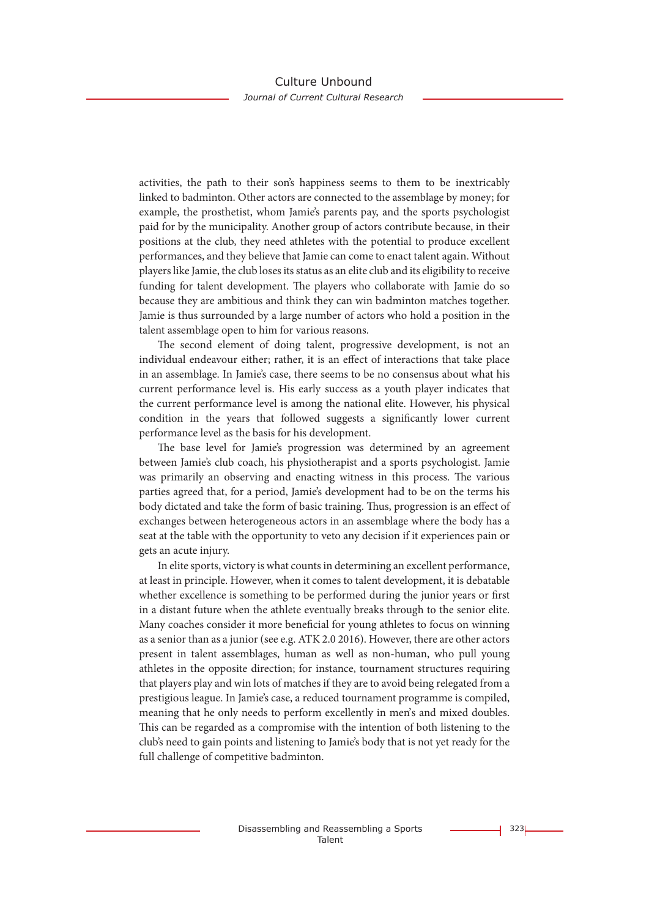activities, the path to their son's happiness seems to them to be inextricably linked to badminton. Other actors are connected to the assemblage by money; for example, the prosthetist, whom Jamie's parents pay, and the sports psychologist paid for by the municipality. Another group of actors contribute because, in their positions at the club, they need athletes with the potential to produce excellent performances, and they believe that Jamie can come to enact talent again. Without players like Jamie, the club loses its status as an elite club and its eligibility to receive funding for talent development. The players who collaborate with Jamie do so because they are ambitious and think they can win badminton matches together. Jamie is thus surrounded by a large number of actors who hold a position in the talent assemblage open to him for various reasons.

The second element of doing talent, progressive development, is not an individual endeavour either; rather, it is an effect of interactions that take place in an assemblage. In Jamie's case, there seems to be no consensus about what his current performance level is. His early success as a youth player indicates that the current performance level is among the national elite. However, his physical condition in the years that followed suggests a significantly lower current performance level as the basis for his development.

The base level for Jamie's progression was determined by an agreement between Jamie's club coach, his physiotherapist and a sports psychologist. Jamie was primarily an observing and enacting witness in this process. The various parties agreed that, for a period, Jamie's development had to be on the terms his body dictated and take the form of basic training. Thus, progression is an effect of exchanges between heterogeneous actors in an assemblage where the body has a seat at the table with the opportunity to veto any decision if it experiences pain or gets an acute injury.

In elite sports, victory is what counts in determining an excellent performance, at least in principle. However, when it comes to talent development, it is debatable whether excellence is something to be performed during the junior years or first in a distant future when the athlete eventually breaks through to the senior elite. Many coaches consider it more beneficial for young athletes to focus on winning as a senior than as a junior (see e.g. ATK 2.0 2016). However, there are other actors present in talent assemblages, human as well as non-human, who pull young athletes in the opposite direction; for instance, tournament structures requiring that players play and win lots of matches if they are to avoid being relegated from a prestigious league. In Jamie's case, a reduced tournament programme is compiled, meaning that he only needs to perform excellently in men's and mixed doubles. This can be regarded as a compromise with the intention of both listening to the club's need to gain points and listening to Jamie's body that is not yet ready for the full challenge of competitive badminton.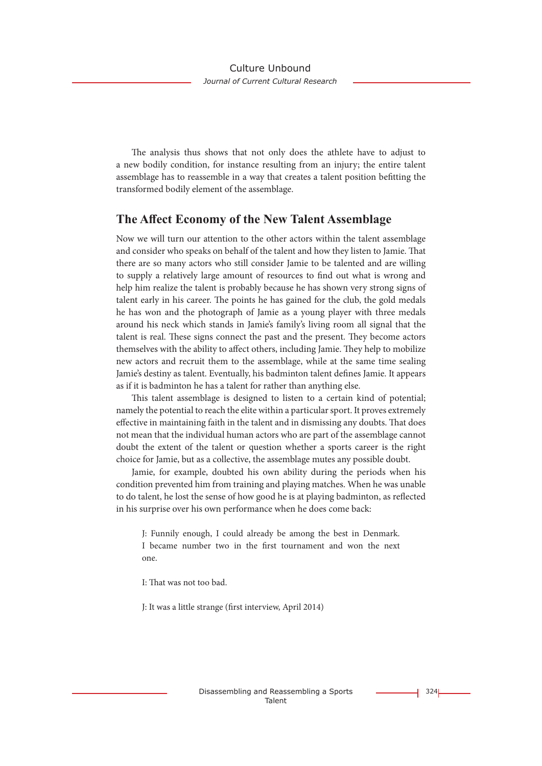The analysis thus shows that not only does the athlete have to adjust to a new bodily condition, for instance resulting from an injury; the entire talent assemblage has to reassemble in a way that creates a talent position befitting the transformed bodily element of the assemblage.

## The Affect Economy of the New Talent Assemblage

Now we will turn our attention to the other actors within the talent assemblage and consider who speaks on behalf of the talent and how they listen to Jamie. That there are so many actors who still consider Jamie to be talented and are willing to supply a relatively large amount of resources to find out what is wrong and help him realize the talent is probably because he has shown very strong signs of talent early in his career. The points he has gained for the club, the gold medals he has won and the photograph of Jamie as a young player with three medals around his neck which stands in Jamie's family's living room all signal that the talent is real. These signs connect the past and the present. They become actors themselves with the ability to affect others, including Jamie. They help to mobilize new actors and recruit them to the assemblage, while at the same time sealing Jamie's destiny as talent. Eventually, his badminton talent defines Jamie. It appears as if it is badminton he has a talent for rather than anything else.

This talent assemblage is designed to listen to a certain kind of potential; namely the potential to reach the elite within a particular sport. It proves extremely effective in maintaining faith in the talent and in dismissing any doubts. That does not mean that the individual human actors who are part of the assemblage cannot doubt the extent of the talent or question whether a sports career is the right choice for Jamie, but as a collective, the assemblage mutes any possible doubt.

Jamie, for example, doubted his own ability during the periods when his condition prevented him from training and playing matches. When he was unable to do talent, he lost the sense of how good he is at playing badminton, as reflected in his surprise over his own performance when he does come back:

> J: Funnily enough, I could already be among the best in Denmark. I became number two in the first tournament and won the next one.
>
> I: That was not too bad.
>
> J: It was a little strange (first interview, April 2014)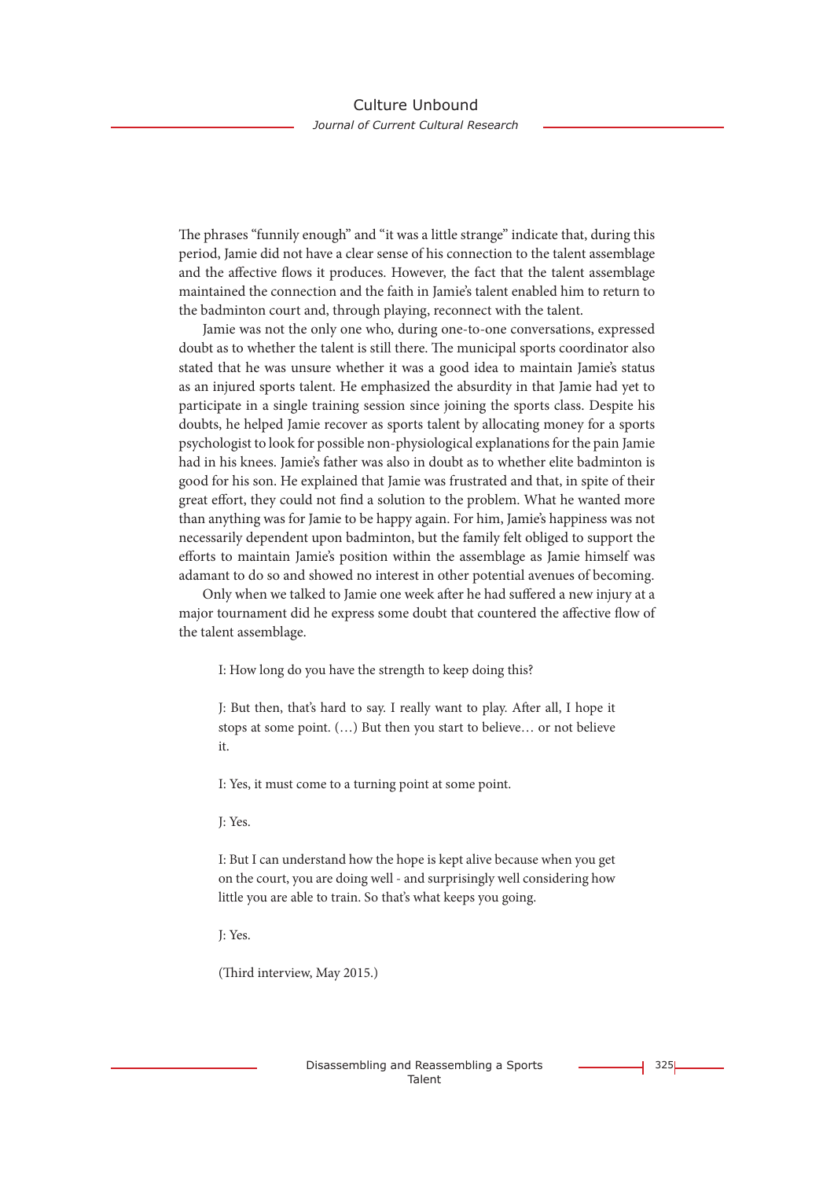The phrases "funnily enough" and "it was a little strange" indicate that, during this period, Jamie did not have a clear sense of his connection to the talent assemblage and the affective flows it produces. However, the fact that the talent assemblage maintained the connection and the faith in Jamie's talent enabled him to return to the badminton court and, through playing, reconnect with the talent.

Jamie was not the only one who, during one-to-one conversations, expressed doubt as to whether the talent is still there. The municipal sports coordinator also stated that he was unsure whether it was a good idea to maintain Jamie's status as an injured sports talent. He emphasized the absurdity in that Jamie had yet to participate in a single training session since joining the sports class. Despite his doubts, he helped Jamie recover as sports talent by allocating money for a sports psychologist to look for possible non-physiological explanations for the pain Jamie had in his knees. Jamie's father was also in doubt as to whether elite badminton is good for his son. He explained that Jamie was frustrated and that, in spite of their great effort, they could not find a solution to the problem. What he wanted more than anything was for Jamie to be happy again. For him, Jamie's happiness was not necessarily dependent upon badminton, but the family felt obliged to support the efforts to maintain Jamie's position within the assemblage as Jamie himself was adamant to do so and showed no interest in other potential avenues of becoming.

Only when we talked to Jamie one week after he had suffered a new injury at a major tournament did he express some doubt that countered the affective flow of the talent assemblage.

> I: How long do you have the strength to keep doing this?
>
> J: But then, that's hard to say. I really want to play. After all, I hope it stops at some point. (…) But then you start to believe… or not believe it.
>
> I: Yes, it must come to a turning point at some point.
>
> J: Yes.
>
> I: But I can understand how the hope is kept alive because when you get on the court, you are doing well - and surprisingly well considering how little you are able to train. So that's what keeps you going.
>
> J: Yes.
>
> (Third interview, May 2015.)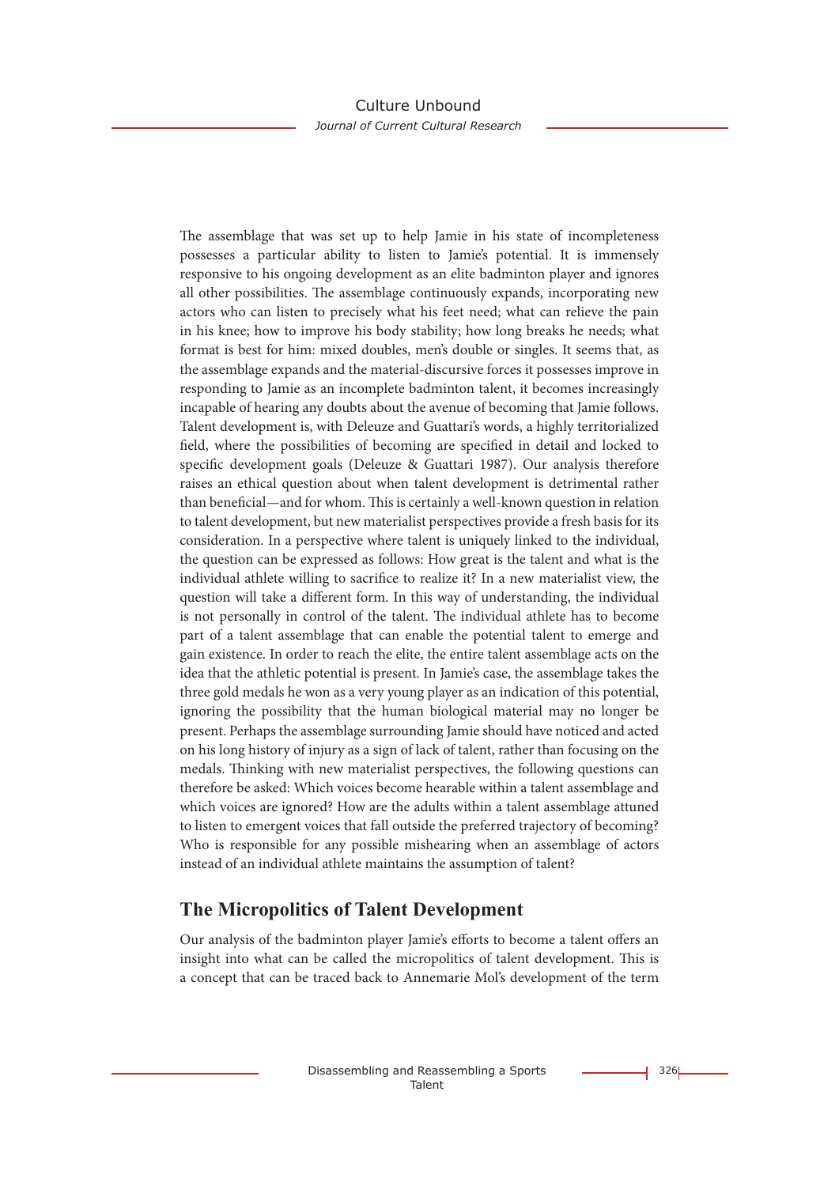The assemblage that was set up to help Jamie in his state of incompleteness possesses a particular ability to listen to Jamie's potential. It is immensely responsive to his ongoing development as an elite badminton player and ignores all other possibilities. The assemblage continuously expands, incorporating new actors who can listen to precisely what his feet need; what can relieve the pain in his knee; how to improve his body stability; how long breaks he needs; what format is best for him: mixed doubles, men's double or singles. It seems that, as the assemblage expands and the material-discursive forces it possesses improve in responding to Jamie as an incomplete badminton talent, it becomes increasingly incapable of hearing any doubts about the avenue of becoming that Jamie follows. Talent development is, with Deleuze and Guattari's words, a highly territorialized field, where the possibilities of becoming are specified in detail and locked to specific development goals (Deleuze & Guattari 1987). Our analysis therefore raises an ethical question about when talent development is detrimental rather than beneficial—and for whom. This is certainly a well-known question in relation to talent development, but new materialist perspectives provide a fresh basis for its consideration. In a perspective where talent is uniquely linked to the individual, the question can be expressed as follows: How great is the talent and what is the individual athlete willing to sacrifice to realize it? In a new materialist view, the question will take a different form. In this way of understanding, the individual is not personally in control of the talent. The individual athlete has to become part of a talent assemblage that can enable the potential talent to emerge and gain existence. In order to reach the elite, the entire talent assemblage acts on the idea that the athletic potential is present. In Jamie's case, the assemblage takes the three gold medals he won as a very young player as an indication of this potential, ignoring the possibility that the human biological material may no longer be present. Perhaps the assemblage surrounding Jamie should have noticed and acted on his long history of injury as a sign of lack of talent, rather than focusing on the medals. Thinking with new materialist perspectives, the following questions can therefore be asked: Which voices become hearable within a talent assemblage and which voices are ignored? How are the adults within a talent assemblage attuned to listen to emergent voices that fall outside the preferred trajectory of becoming? Who is responsible for any possible mishearing when an assemblage of actors instead of an individual athlete maintains the assumption of talent?

## The Micropolitics of Talent Development

Our analysis of the badminton player Jamie's efforts to become a talent offers an insight into what can be called the micropolitics of talent development. This is a concept that can be traced back to Annemarie Mol's development of the term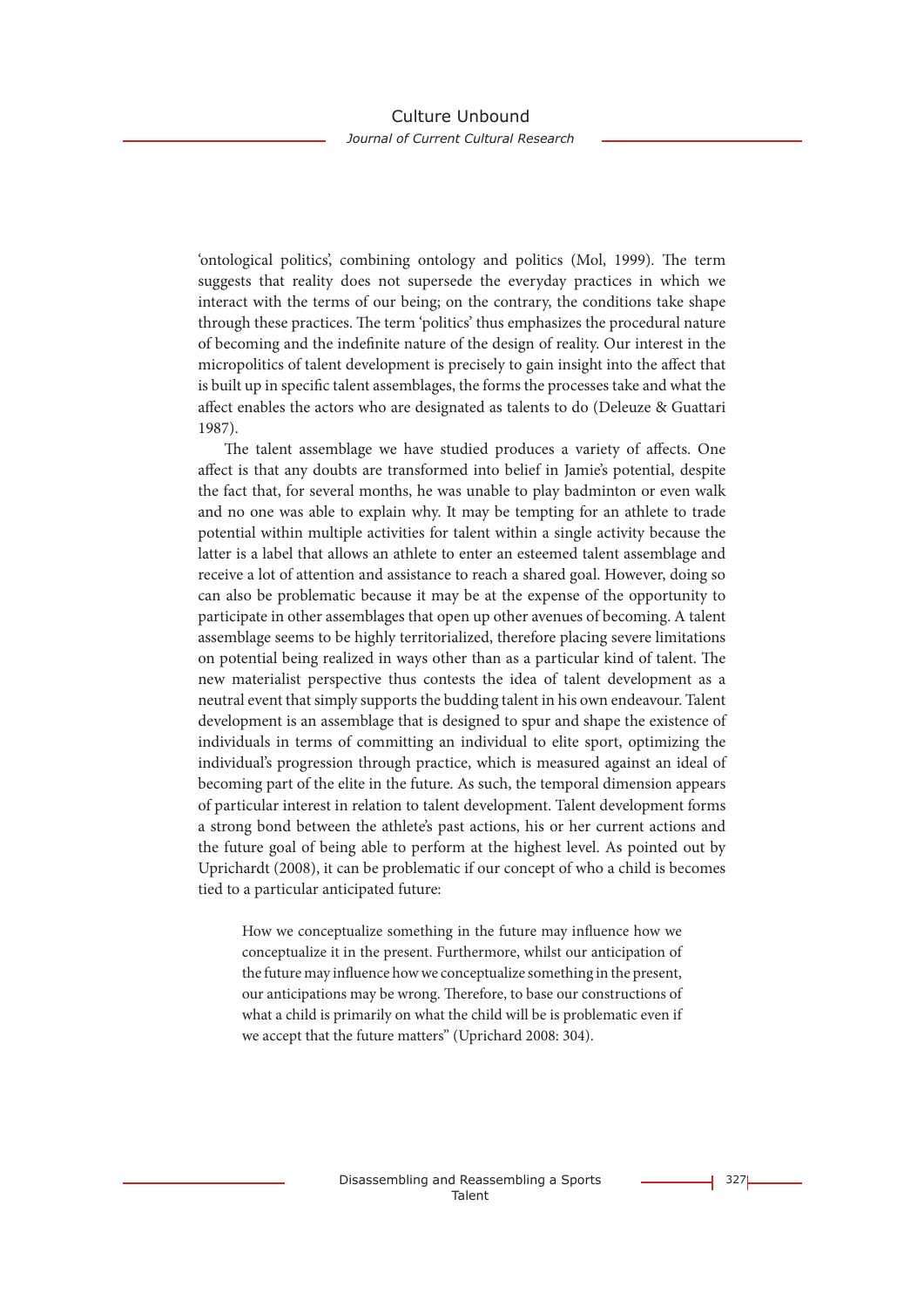'ontological politics', combining ontology and politics (Mol, 1999). The term suggests that reality does not supersede the everyday practices in which we interact with the terms of our being; on the contrary, the conditions take shape through these practices. The term 'politics' thus emphasizes the procedural nature of becoming and the indefinite nature of the design of reality. Our interest in the micropolitics of talent development is precisely to gain insight into the affect that is built up in specific talent assemblages, the forms the processes take and what the affect enables the actors who are designated as talents to do (Deleuze & Guattari 1987).

The talent assemblage we have studied produces a variety of affects. One affect is that any doubts are transformed into belief in Jamie's potential, despite the fact that, for several months, he was unable to play badminton or even walk and no one was able to explain why. It may be tempting for an athlete to trade potential within multiple activities for talent within a single activity because the latter is a label that allows an athlete to enter an esteemed talent assemblage and receive a lot of attention and assistance to reach a shared goal. However, doing so can also be problematic because it may be at the expense of the opportunity to participate in other assemblages that open up other avenues of becoming. A talent assemblage seems to be highly territorialized, therefore placing severe limitations on potential being realized in ways other than as a particular kind of talent. The new materialist perspective thus contests the idea of talent development as a neutral event that simply supports the budding talent in his own endeavour. Talent development is an assemblage that is designed to spur and shape the existence of individuals in terms of committing an individual to elite sport, optimizing the individual's progression through practice, which is measured against an ideal of becoming part of the elite in the future. As such, the temporal dimension appears of particular interest in relation to talent development. Talent development forms a strong bond between the athlete's past actions, his or her current actions and the future goal of being able to perform at the highest level. As pointed out by Uprichardt (2008), it can be problematic if our concept of who a child is becomes tied to a particular anticipated future:

> How we conceptualize something in the future may influence how we conceptualize it in the present. Furthermore, whilst our anticipation of the future may influence how we conceptualize something in the present, our anticipations may be wrong. Therefore, to base our constructions of what a child is primarily on what the child will be is problematic even if we accept that the future matters" (Uprichard 2008: 304).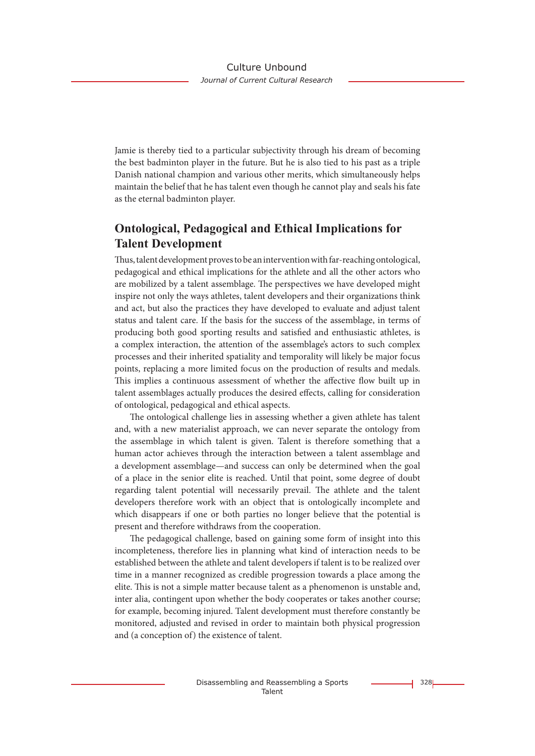Jamie is thereby tied to a particular subjectivity through his dream of becoming the best badminton player in the future. But he is also tied to his past as a triple Danish national champion and various other merits, which simultaneously helps maintain the belief that he has talent even though he cannot play and seals his fate as the eternal badminton player.

## Ontological, Pedagogical and Ethical Implications for Talent Development

Thus, talent development proves to be an intervention with far-reaching ontological, pedagogical and ethical implications for the athlete and all the other actors who are mobilized by a talent assemblage. The perspectives we have developed might inspire not only the ways athletes, talent developers and their organizations think and act, but also the practices they have developed to evaluate and adjust talent status and talent care. If the basis for the success of the assemblage, in terms of producing both good sporting results and satisfied and enthusiastic athletes, is a complex interaction, the attention of the assemblage's actors to such complex processes and their inherited spatiality and temporality will likely be major focus points, replacing a more limited focus on the production of results and medals. This implies a continuous assessment of whether the affective flow built up in talent assemblages actually produces the desired effects, calling for consideration of ontological, pedagogical and ethical aspects.

The ontological challenge lies in assessing whether a given athlete has talent and, with a new materialist approach, we can never separate the ontology from the assemblage in which talent is given. Talent is therefore something that a human actor achieves through the interaction between a talent assemblage and a development assemblage—and success can only be determined when the goal of a place in the senior elite is reached. Until that point, some degree of doubt regarding talent potential will necessarily prevail. The athlete and the talent developers therefore work with an object that is ontologically incomplete and which disappears if one or both parties no longer believe that the potential is present and therefore withdraws from the cooperation.

The pedagogical challenge, based on gaining some form of insight into this incompleteness, therefore lies in planning what kind of interaction needs to be established between the athlete and talent developers if talent is to be realized over time in a manner recognized as credible progression towards a place among the elite. This is not a simple matter because talent as a phenomenon is unstable and, inter alia, contingent upon whether the body cooperates or takes another course; for example, becoming injured. Talent development must therefore constantly be monitored, adjusted and revised in order to maintain both physical progression and (a conception of) the existence of talent.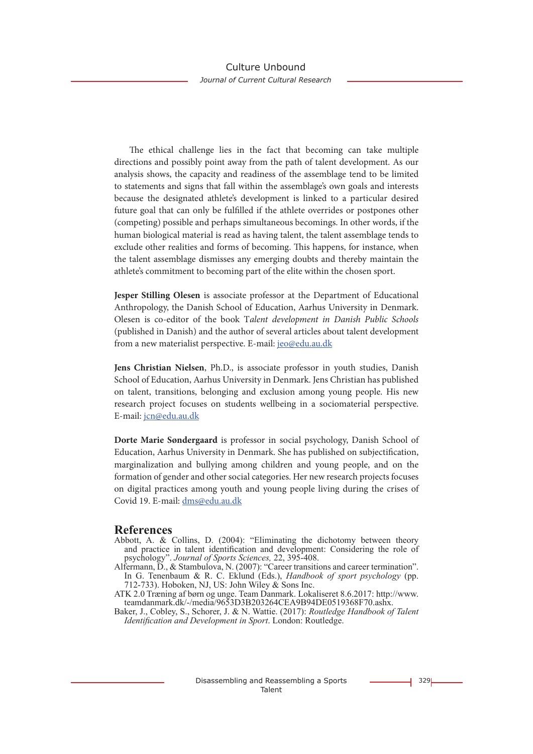The ethical challenge lies in the fact that becoming can take multiple directions and possibly point away from the path of talent development. As our analysis shows, the capacity and readiness of the assemblage tend to be limited to statements and signs that fall within the assemblage's own goals and interests because the designated athlete's development is linked to a particular desired future goal that can only be fulfilled if the athlete overrides or postpones other (competing) possible and perhaps simultaneous becomings. In other words, if the human biological material is read as having talent, the talent assemblage tends to exclude other realities and forms of becoming. This happens, for instance, when the talent assemblage dismisses any emerging doubts and thereby maintain the athlete's commitment to becoming part of the elite within the chosen sport.

**Jesper Stilling Olesen** is associate professor at the Department of Educational Anthropology, the Danish School of Education, Aarhus University in Denmark. Olesen is co-editor of the book T*alent development in Danish Public Schools* (published in Danish) and the author of several articles about talent development from a new materialist perspective. E-mail: jeo@edu.au.dk

**Jens Christian Nielsen**, Ph.D., is associate professor in youth studies, Danish School of Education, Aarhus University in Denmark. Jens Christian has published on talent, transitions, belonging and exclusion among young people. His new research project focuses on students wellbeing in a sociomaterial perspective. E-mail: jcn@edu.au.dk

**Dorte Marie Søndergaard** is professor in social psychology, Danish School of Education, Aarhus University in Denmark. She has published on subjectification, marginalization and bullying among children and young people, and on the formation of gender and other social categories. Her new research projects focuses on digital practices among youth and young people living during the crises of Covid 19. E-mail: dms@edu.au.dk

## References

Abbott, A. & Collins, D. (2004): "Eliminating the dichotomy between theory and practice in talent identification and development: Considering the role of psychology". *Journal of Sports Sciences,* 22, 395-408.

Alfermann, D., & Stambulova, N. (2007): "Career transitions and career termination". In G. Tenenbaum & R. C. Eklund (Eds.), *Handbook of sport psychology* (pp. 712-733). Hoboken, NJ, US: John Wiley & Sons Inc.

ATK 2.0 Træning af børn og unge. Team Danmark. Lokaliseret 8.6.2017: http://www.teamdanmark.dk/-/media/9653D3B203264CEA9B94DE0519368F70.ashx.

Baker, J., Cobley, S., Schorer, J. & N. Wattie. (2017): *Routledge Handbook of Talent Identification and Development in Sport*. London: Routledge.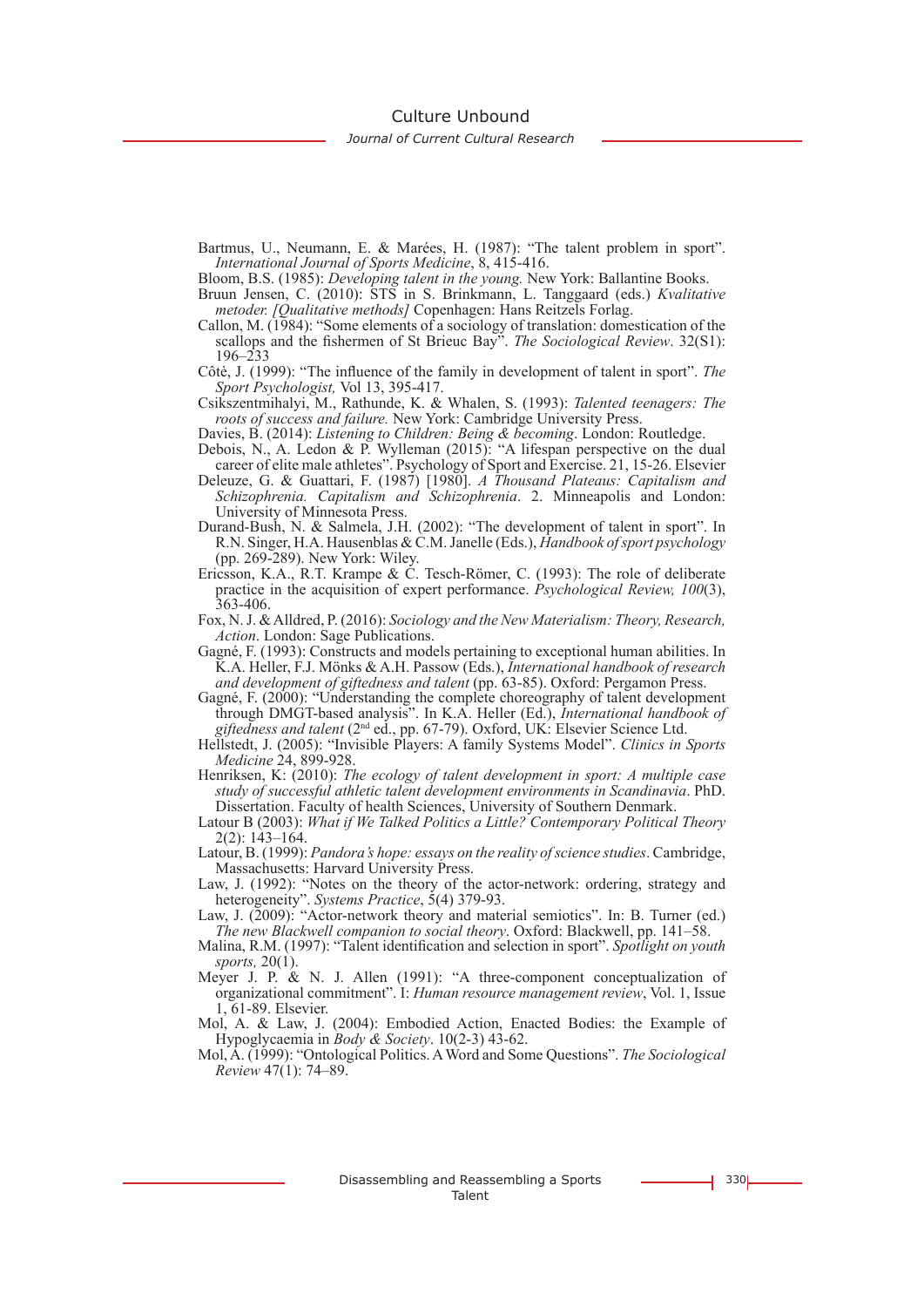Bartmus, U., Neumann, E. & Marées, H. (1987): "The talent problem in sport". *International Journal of Sports Medicine*, 8, 415-416.

Bloom, B.S. (1985): *Developing talent in the young.* New York: Ballantine Books.

Bruun Jensen, C. (2010): STS in S. Brinkmann, L. Tanggaard (eds.) *Kvalitative metoder. [Qualitative methods]* Copenhagen: Hans Reitzels Forlag.

Callon, M. (1984): "Some elements of a sociology of translation: domestication of the scallops and the fishermen of St Brieuc Bay". *The Sociological Review*. 32(S1): 196–233

Côtè, J. (1999): "The influence of the family in development of talent in sport". *The Sport Psychologist,* Vol 13, 395-417.

Csikszentmihalyi, M., Rathunde, K. & Whalen, S. (1993): *Talented teenagers: The roots of success and failure.* New York: Cambridge University Press.

Davies, B. (2014): *Listening to Children: Being & becoming*. London: Routledge.

Debois, N., A. Ledon & P. Wylleman (2015): "A lifespan perspective on the dual career of elite male athletes". Psychology of Sport and Exercise. 21, 15-26. Elsevier

Deleuze, G. & Guattari, F. (1987) [1980]. *A Thousand Plateaus: Capitalism and Schizophrenia. Capitalism and Schizophrenia*. 2. Minneapolis and London: University of Minnesota Press.

Durand-Bush, N. & Salmela, J.H. (2002): "The development of talent in sport". In R.N. Singer, H.A. Hausenblas & C.M. Janelle (Eds.), *Handbook of sport psychology* (pp. 269-289). New York: Wiley.

Ericsson, K.A., R.T. Krampe & C. Tesch-Römer, C. (1993): The role of deliberate practice in the acquisition of expert performance. *Psychological Review, 100*(3), 363-406.

Fox, N. J. & Alldred, P. (2016): *Sociology and the New Materialism: Theory, Research, Action*. London: Sage Publications.

Gagné, F. (1993): Constructs and models pertaining to exceptional human abilities. In K.A. Heller, F.J. Mönks & A.H. Passow (Eds.), *International handbook of research and development of giftedness and talent* (pp. 63-85). Oxford: Pergamon Press.

Gagné, F. (2000): "Understanding the complete choreography of talent development through DMGT-based analysis". In K.A. Heller (Ed.), *International handbook of giftedness and talent* (2nd ed., pp. 67-79). Oxford, UK: Elsevier Science Ltd.

Hellstedt, J. (2005): "Invisible Players: A family Systems Model". *Clinics in Sports Medicine* 24, 899-928.

Henriksen, K: (2010): *The ecology of talent development in sport: A multiple case study of successful athletic talent development environments in Scandinavia*. PhD. Dissertation. Faculty of health Sciences, University of Southern Denmark.

Latour B (2003): *What if We Talked Politics a Little? Contemporary Political Theory* 2(2): 143–164.

Latour, B. (1999): *Pandora's hope: essays on the reality of science studies*. Cambridge, Massachusetts: Harvard University Press.

Law, J. (1992): "Notes on the theory of the actor-network: ordering, strategy and heterogeneity". *Systems Practice*, 5(4) 379-93.

Law, J. (2009): "Actor-network theory and material semiotics". In: B. Turner (ed.) *The new Blackwell companion to social theory*. Oxford: Blackwell, pp. 141–58.

Malina, R.M. (1997): "Talent identification and selection in sport". *Spotlight on youth sports,* 20(1).

Meyer J. P. & N. J. Allen (1991): "A three-component conceptualization of organizational commitment". I: *Human resource management review*, Vol. 1, Issue 1, 61-89. Elsevier.

Mol, A. & Law, J. (2004): Embodied Action, Enacted Bodies: the Example of Hypoglycaemia in *Body & Society*. 10(2-3) 43-62.

Mol, A. (1999): "Ontological Politics. A Word and Some Questions". *The Sociological Review* 47(1): 74–89.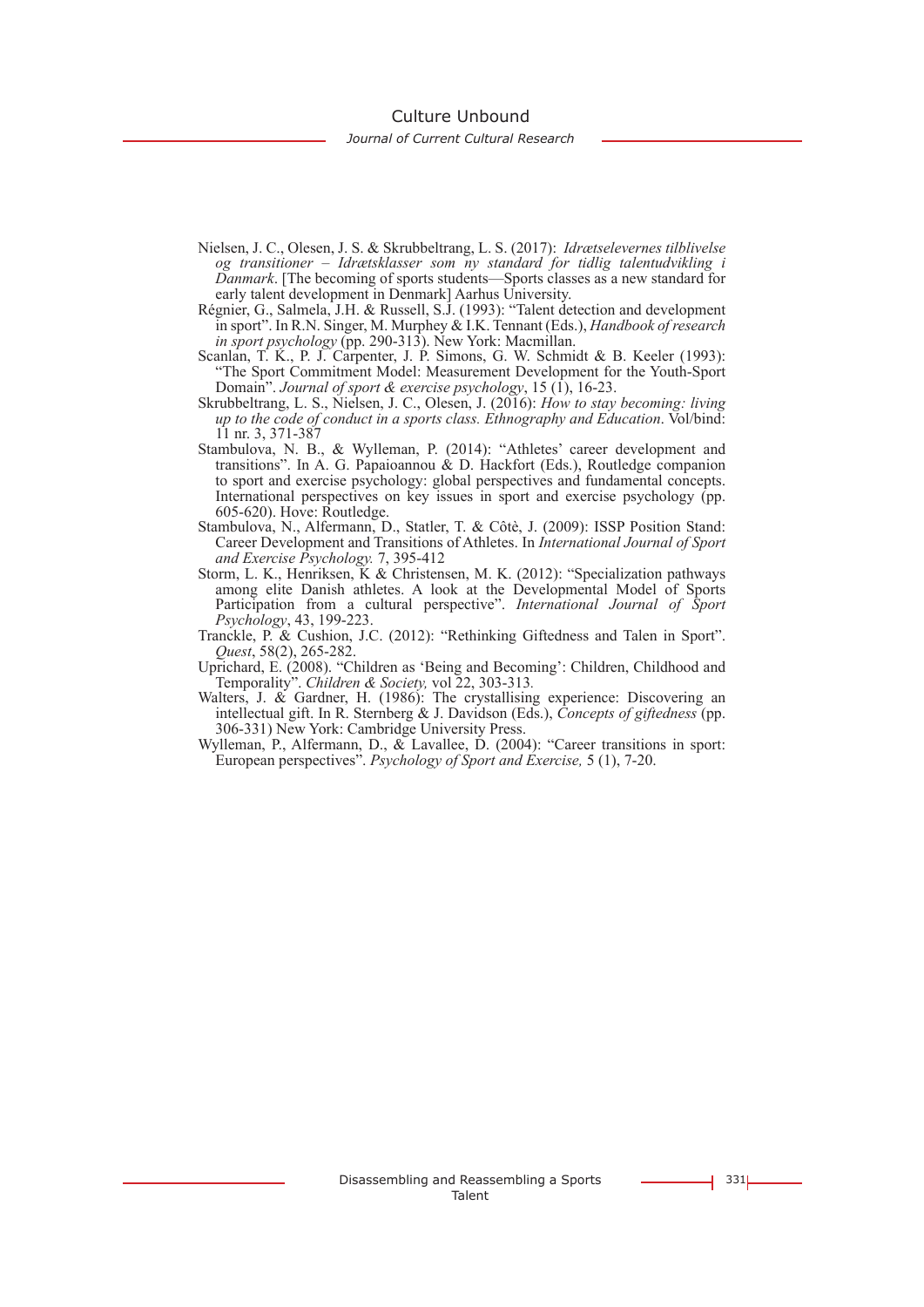Nielsen, J. C., Olesen, J. S. & Skrubbeltrang, L. S. (2017): *Idrætselevernes tilblivelse og transitioner – Idrætsklasser som ny standard for tidlig talentudvikling i Danmark*. [The becoming of sports students—Sports classes as a new standard for early talent development in Denmark] Aarhus University.

Régnier, G., Salmela, J.H. & Russell, S.J. (1993): "Talent detection and development in sport". In R.N. Singer, M. Murphey & I.K. Tennant (Eds.), *Handbook of research in sport psychology* (pp. 290-313). New York: Macmillan.

Scanlan, T. K., P. J. Carpenter, J. P. Simons, G. W. Schmidt & B. Keeler (1993): "The Sport Commitment Model: Measurement Development for the Youth-Sport Domain". *Journal of sport & exercise psychology*, 15 (1), 16-23.

Skrubbeltrang, L. S., Nielsen, J. C., Olesen, J. (2016): *How to stay becoming: living up to the code of conduct in a sports class. Ethnography and Education*. Vol/bind: 11 nr. 3, 371-387

Stambulova, N. B., & Wylleman, P. (2014): "Athletes' career development and transitions". In A. G. Papaioannou & D. Hackfort (Eds.), Routledge companion to sport and exercise psychology: global perspectives and fundamental concepts. International perspectives on key issues in sport and exercise psychology (pp. 605-620). Hove: Routledge.

Stambulova, N., Alfermann, D., Statler, T. & Côtè, J. (2009): ISSP Position Stand: Career Development and Transitions of Athletes. In *International Journal of Sport and Exercise Psychology.* 7, 395-412

Storm, L. K., Henriksen, K & Christensen, M. K. (2012): "Specialization pathways among elite Danish athletes. A look at the Developmental Model of Sports Participation from a cultural perspective". *International Journal of Sport Psychology*, 43, 199-223.

Tranckle, P. & Cushion, J.C. (2012): "Rethinking Giftedness and Talen in Sport". *Quest*, 58(2), 265-282.

Uprichard, E. (2008). "Children as 'Being and Becoming': Children, Childhood and Temporality". *Children & Society,* vol 22, 303-313.

Walters, J. & Gardner, H. (1986): The crystallising experience: Discovering an intellectual gift. In R. Sternberg & J. Davidson (Eds.), *Concepts of giftedness* (pp. 306-331) New York: Cambridge University Press.

Wylleman, P., Alfermann, D., & Lavallee, D. (2004): "Career transitions in sport: European perspectives". *Psychology of Sport and Exercise,* 5 (1), 7-20.